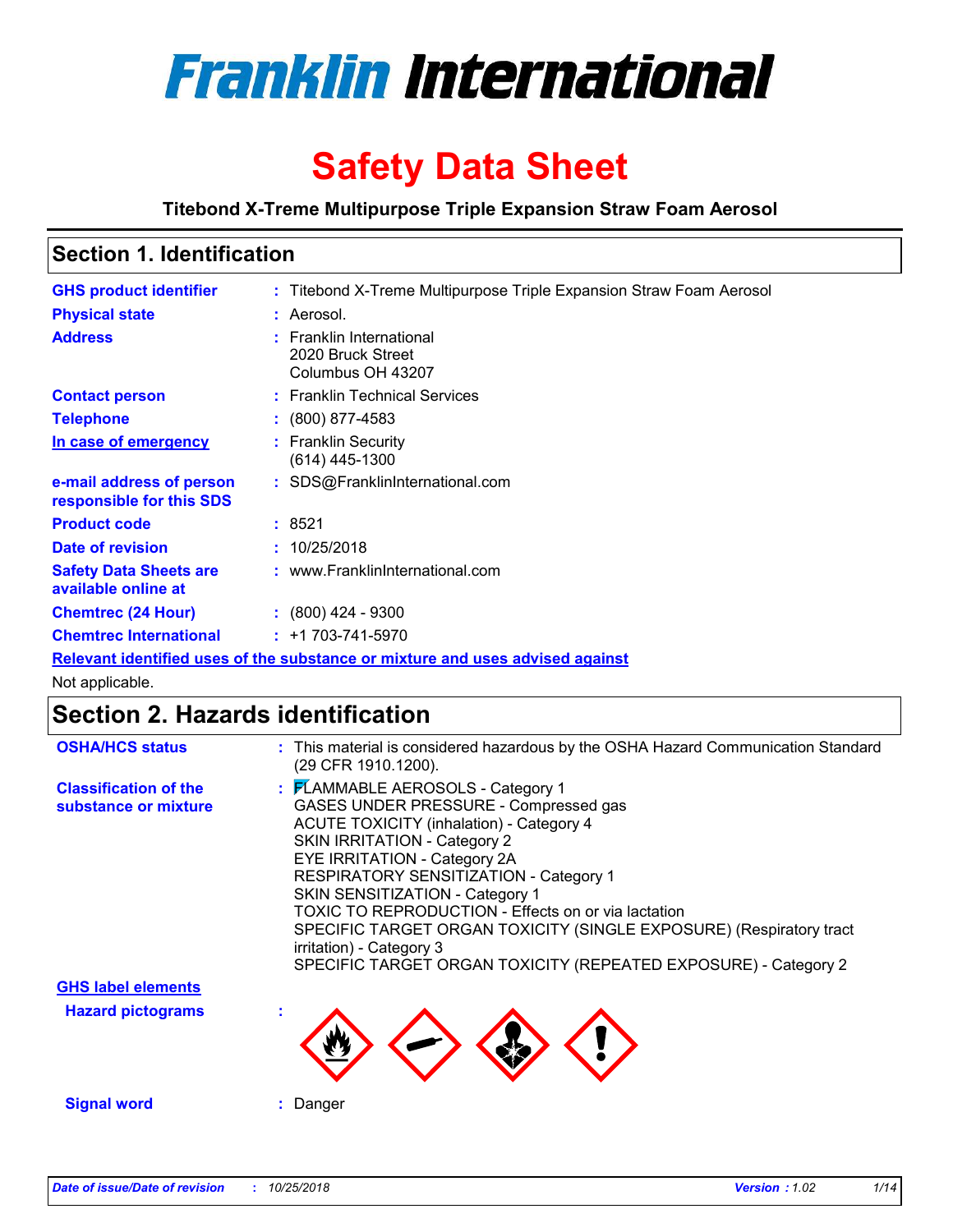# Franklin International

# Safety Data Sheet

**Titebond X-Treme Multipurpose Triple Expansion Straw Foam Aerosol**

## Section 1. Identification

| | | |
|---|---|---|
| **GHS product identifier** | : | Titebond X-Treme Multipurpose Triple Expansion Straw Foam Aerosol |
| **Physical state** | : | Aerosol. |
| **Address** | : | Franklin International<br>2020 Bruck Street<br>Columbus OH 43207 |
| **Contact person** | : | Franklin Technical Services |
| **Telephone** | : | (800) 877-4583 |
| **In case of emergency** | : | Franklin Security<br>(614) 445-1300 |
| **e-mail address of person responsible for this SDS** | : | SDS@FranklinInternational.com |
| **Product code** | : | 8521 |
| **Date of revision** | : | 10/25/2018 |
| **Safety Data Sheets are available online at** | : | www.FranklinInternational.com |
| **Chemtrec (24 Hour)** | : | (800) 424 - 9300 |
| **Chemtrec International** | : | +1 703-741-5970 |

**Relevant identified uses of the substance or mixture and uses advised against**

Not applicable.

## Section 2. Hazards identification

**OSHA/HCS status** : This material is considered hazardous by the OSHA Hazard Communication Standard (29 CFR 1910.1200).

**Classification of the substance or mixture** :
FLAMMABLE AEROSOLS - Category 1
GASES UNDER PRESSURE - Compressed gas
ACUTE TOXICITY (inhalation) - Category 4
SKIN IRRITATION - Category 2
EYE IRRITATION - Category 2A
RESPIRATORY SENSITIZATION - Category 1
SKIN SENSITIZATION - Category 1
TOXIC TO REPRODUCTION - Effects on or via lactation
SPECIFIC TARGET ORGAN TOXICITY (SINGLE EXPOSURE) (Respiratory tract irritation) - Category 3
SPECIFIC TARGET ORGAN TOXICITY (REPEATED EXPOSURE) - Category 2

**GHS label elements**

**Hazard pictograms** :

**Signal word** : Danger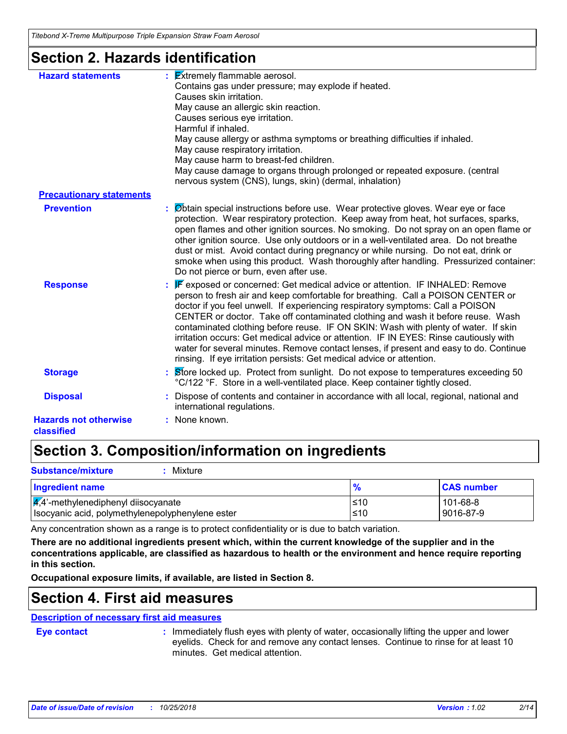## Section 2. Hazards identification

**Hazard statements** : Extremely flammable aerosol.
Contains gas under pressure; may explode if heated.
Causes skin irritation.
May cause an allergic skin reaction.
Causes serious eye irritation.
Harmful if inhaled.
May cause allergy or asthma symptoms or breathing difficulties if inhaled.
May cause respiratory irritation.
May cause harm to breast-fed children.
May cause damage to organs through prolonged or repeated exposure. (central nervous system (CNS), lungs, skin) (dermal, inhalation)

**Precautionary statements**

**Prevention** : Obtain special instructions before use. Wear protective gloves. Wear eye or face protection. Wear respiratory protection. Keep away from heat, hot surfaces, sparks, open flames and other ignition sources. No smoking. Do not spray on an open flame or other ignition source. Use only outdoors or in a well-ventilated area. Do not breathe dust or mist. Avoid contact during pregnancy or while nursing. Do not eat, drink or smoke when using this product. Wash thoroughly after handling. Pressurized container: Do not pierce or burn, even after use.

**Response** : IF exposed or concerned: Get medical advice or attention. IF INHALED: Remove person to fresh air and keep comfortable for breathing. Call a POISON CENTER or doctor if you feel unwell. If experiencing respiratory symptoms: Call a POISON CENTER or doctor. Take off contaminated clothing and wash it before reuse. Wash contaminated clothing before reuse. IF ON SKIN: Wash with plenty of water. If skin irritation occurs: Get medical advice or attention. IF IN EYES: Rinse cautiously with water for several minutes. Remove contact lenses, if present and easy to do. Continue rinsing. If eye irritation persists: Get medical advice or attention.

**Storage** : Store locked up. Protect from sunlight. Do not expose to temperatures exceeding 50 °C/122 °F. Store in a well-ventilated place. Keep container tightly closed.

**Disposal** : Dispose of contents and container in accordance with all local, regional, national and international regulations.

**Hazards not otherwise classified** : None known.

## Section 3. Composition/information on ingredients

**Substance/mixture** : Mixture

| Ingredient name | % | CAS number |
|---|---|---|
| 4,4'-methylenediphenyl diisocyanate | ≤10 | 101-68-8 |
| Isocyanic acid, polymethylenepolyphenylene ester | ≤10 | 9016-87-9 |

Any concentration shown as a range is to protect confidentiality or is due to batch variation.

**There are no additional ingredients present which, within the current knowledge of the supplier and in the concentrations applicable, are classified as hazardous to health or the environment and hence require reporting in this section.**

**Occupational exposure limits, if available, are listed in Section 8.**

## Section 4. First aid measures

**Description of necessary first aid measures**

**Eye contact** : Immediately flush eyes with plenty of water, occasionally lifting the upper and lower eyelids. Check for and remove any contact lenses. Continue to rinse for at least 10 minutes. Get medical attention.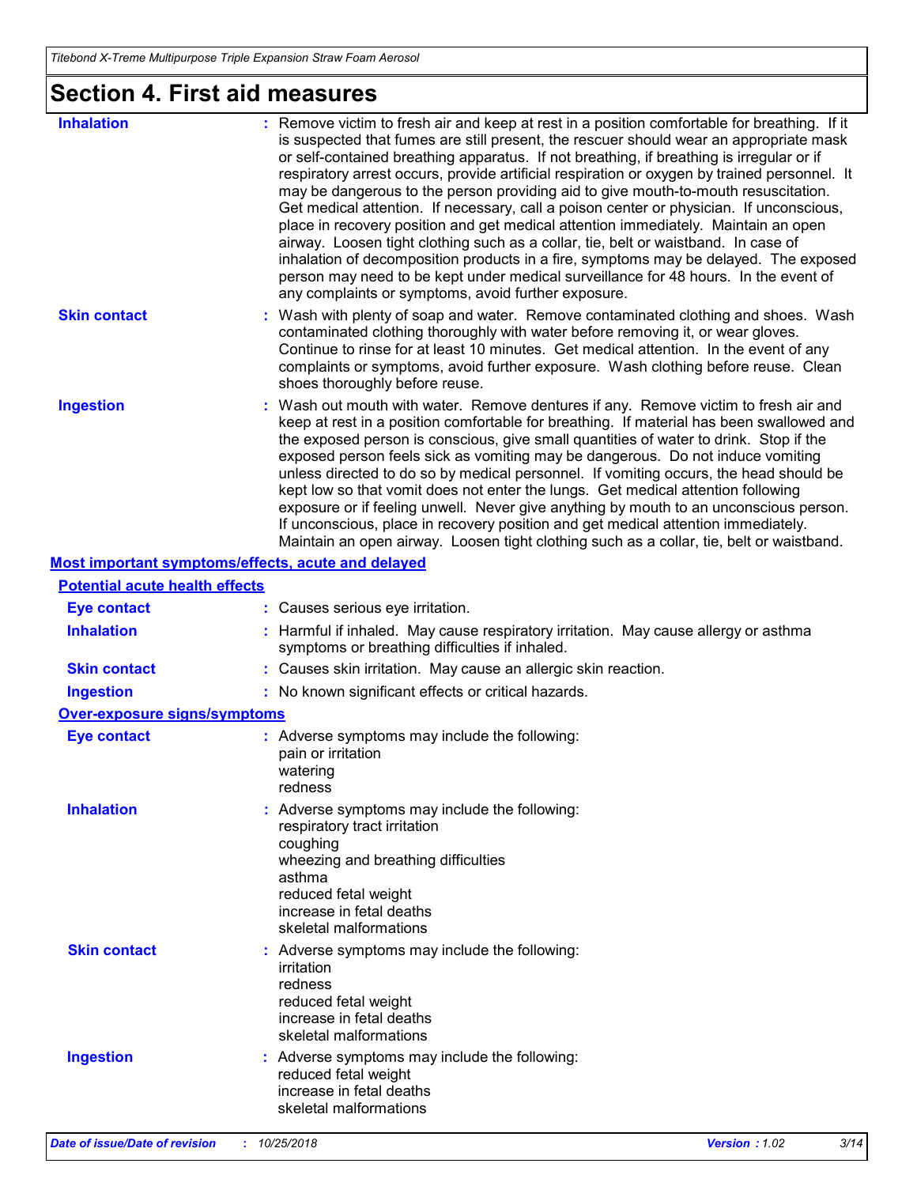# Section 4. First aid measures

| | |
|---|---|
| **Inhalation** | : Remove victim to fresh air and keep at rest in a position comfortable for breathing. If it is suspected that fumes are still present, the rescuer should wear an appropriate mask or self-contained breathing apparatus. If not breathing, if breathing is irregular or if respiratory arrest occurs, provide artificial respiration or oxygen by trained personnel. It may be dangerous to the person providing aid to give mouth-to-mouth resuscitation. Get medical attention. If necessary, call a poison center or physician. If unconscious, place in recovery position and get medical attention immediately. Maintain an open airway. Loosen tight clothing such as a collar, tie, belt or waistband. In case of inhalation of decomposition products in a fire, symptoms may be delayed. The exposed person may need to be kept under medical surveillance for 48 hours. In the event of any complaints or symptoms, avoid further exposure. |
| **Skin contact** | : Wash with plenty of soap and water. Remove contaminated clothing and shoes. Wash contaminated clothing thoroughly with water before removing it, or wear gloves. Continue to rinse for at least 10 minutes. Get medical attention. In the event of any complaints or symptoms, avoid further exposure. Wash clothing before reuse. Clean shoes thoroughly before reuse. |
| **Ingestion** | : Wash out mouth with water. Remove dentures if any. Remove victim to fresh air and keep at rest in a position comfortable for breathing. If material has been swallowed and the exposed person is conscious, give small quantities of water to drink. Stop if the exposed person feels sick as vomiting may be dangerous. Do not induce vomiting unless directed to do so by medical personnel. If vomiting occurs, the head should be kept low so that vomit does not enter the lungs. Get medical attention following exposure or if feeling unwell. Never give anything by mouth to an unconscious person. If unconscious, place in recovery position and get medical attention immediately. Maintain an open airway. Loosen tight clothing such as a collar, tie, belt or waistband. |

## Most important symptoms/effects, acute and delayed

### Potential acute health effects

| | |
|---|---|
| **Eye contact** | : Causes serious eye irritation. |
| **Inhalation** | : Harmful if inhaled. May cause respiratory irritation. May cause allergy or asthma symptoms or breathing difficulties if inhaled. |
| **Skin contact** | : Causes skin irritation. May cause an allergic skin reaction. |
| **Ingestion** | : No known significant effects or critical hazards. |

### Over-exposure signs/symptoms

| | |
|---|---|
| **Eye contact** | : Adverse symptoms may include the following:<br>pain or irritation<br>watering<br>redness |
| **Inhalation** | : Adverse symptoms may include the following:<br>respiratory tract irritation<br>coughing<br>wheezing and breathing difficulties<br>asthma<br>reduced fetal weight<br>increase in fetal deaths<br>skeletal malformations |
| **Skin contact** | : Adverse symptoms may include the following:<br>irritation<br>redness<br>reduced fetal weight<br>increase in fetal deaths<br>skeletal malformations |
| **Ingestion** | : Adverse symptoms may include the following:<br>reduced fetal weight<br>increase in fetal deaths<br>skeletal malformations |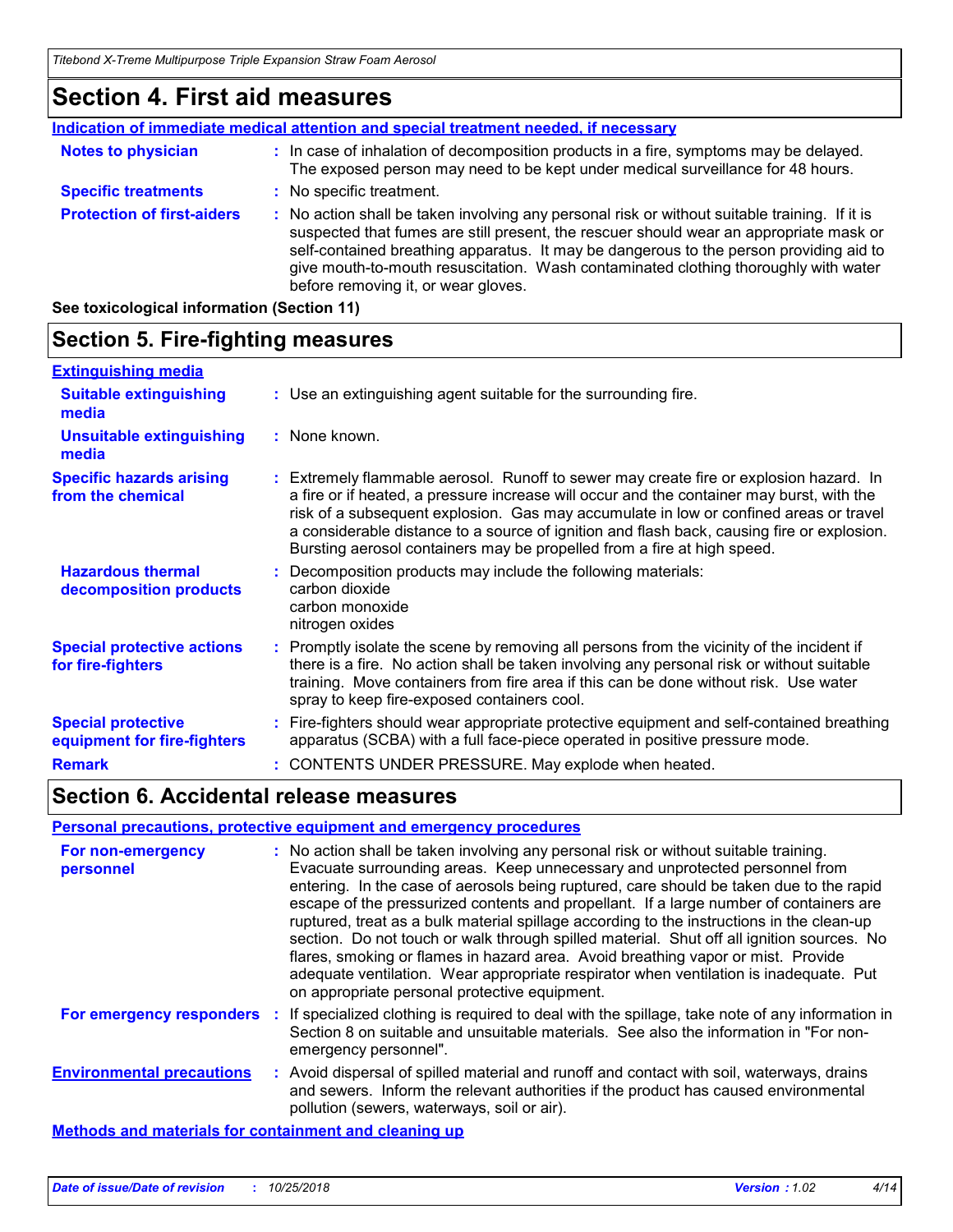## Section 4. First aid measures

**Indication of immediate medical attention and special treatment needed, if necessary**

**Notes to physician** : In case of inhalation of decomposition products in a fire, symptoms may be delayed. The exposed person may need to be kept under medical surveillance for 48 hours.

**Specific treatments** : No specific treatment.

**Protection of first-aiders** : No action shall be taken involving any personal risk or without suitable training. If it is suspected that fumes are still present, the rescuer should wear an appropriate mask or self-contained breathing apparatus. It may be dangerous to the person providing aid to give mouth-to-mouth resuscitation. Wash contaminated clothing thoroughly with water before removing it, or wear gloves.

**See toxicological information (Section 11)**

## Section 5. Fire-fighting measures

**Extinguishing media**

**Suitable extinguishing media** : Use an extinguishing agent suitable for the surrounding fire.

**Unsuitable extinguishing media** : None known.

**Specific hazards arising from the chemical** : Extremely flammable aerosol. Runoff to sewer may create fire or explosion hazard. In a fire or if heated, a pressure increase will occur and the container may burst, with the risk of a subsequent explosion. Gas may accumulate in low or confined areas or travel a considerable distance to a source of ignition and flash back, causing fire or explosion. Bursting aerosol containers may be propelled from a fire at high speed.

**Hazardous thermal decomposition products** : Decomposition products may include the following materials:
carbon dioxide
carbon monoxide
nitrogen oxides

**Special protective actions for fire-fighters** : Promptly isolate the scene by removing all persons from the vicinity of the incident if there is a fire. No action shall be taken involving any personal risk or without suitable training. Move containers from fire area if this can be done without risk. Use water spray to keep fire-exposed containers cool.

**Special protective equipment for fire-fighters** : Fire-fighters should wear appropriate protective equipment and self-contained breathing apparatus (SCBA) with a full face-piece operated in positive pressure mode.

**Remark** : CONTENTS UNDER PRESSURE. May explode when heated.

## Section 6. Accidental release measures

**Personal precautions, protective equipment and emergency procedures**

**For non-emergency personnel** : No action shall be taken involving any personal risk or without suitable training. Evacuate surrounding areas. Keep unnecessary and unprotected personnel from entering. In the case of aerosols being ruptured, care should be taken due to the rapid escape of the pressurized contents and propellant. If a large number of containers are ruptured, treat as a bulk material spillage according to the instructions in the clean-up section. Do not touch or walk through spilled material. Shut off all ignition sources. No flares, smoking or flames in hazard area. Avoid breathing vapor or mist. Provide adequate ventilation. Wear appropriate respirator when ventilation is inadequate. Put on appropriate personal protective equipment.

**For emergency responders** : If specialized clothing is required to deal with the spillage, take note of any information in Section 8 on suitable and unsuitable materials. See also the information in "For non-emergency personnel".

**Environmental precautions** : Avoid dispersal of spilled material and runoff and contact with soil, waterways, drains and sewers. Inform the relevant authorities if the product has caused environmental pollution (sewers, waterways, soil or air).

**Methods and materials for containment and cleaning up**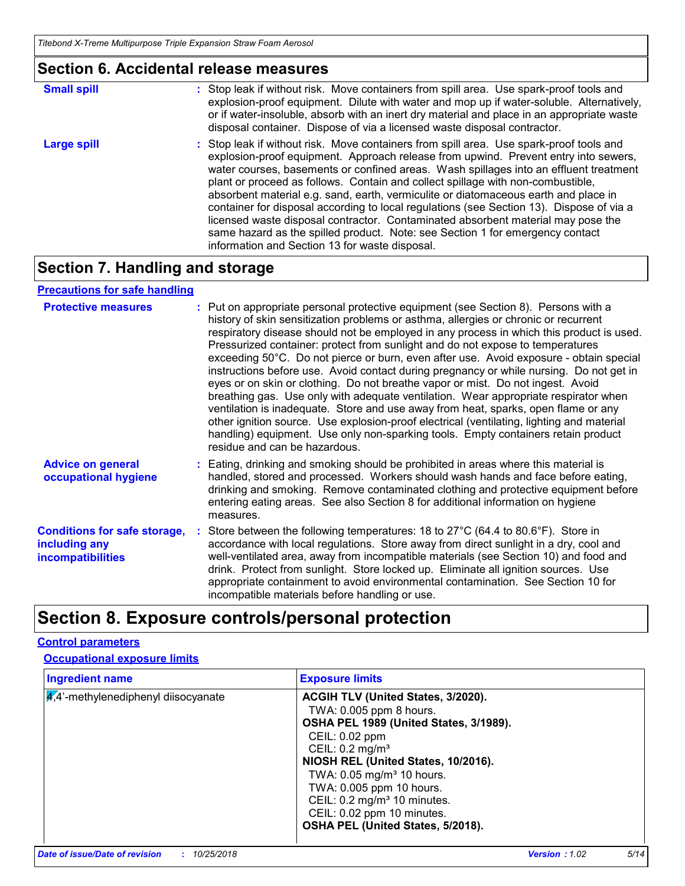## Section 6. Accidental release measures

**Small spill** : Stop leak if without risk. Move containers from spill area. Use spark-proof tools and explosion-proof equipment. Dilute with water and mop up if water-soluble. Alternatively, or if water-insoluble, absorb with an inert dry material and place in an appropriate waste disposal container. Dispose of via a licensed waste disposal contractor.

**Large spill** : Stop leak if without risk. Move containers from spill area. Use spark-proof tools and explosion-proof equipment. Approach release from upwind. Prevent entry into sewers, water courses, basements or confined areas. Wash spillages into an effluent treatment plant or proceed as follows. Contain and collect spillage with non-combustible, absorbent material e.g. sand, earth, vermiculite or diatomaceous earth and place in container for disposal according to local regulations (see Section 13). Dispose of via a licensed waste disposal contractor. Contaminated absorbent material may pose the same hazard as the spilled product. Note: see Section 1 for emergency contact information and Section 13 for waste disposal.

## Section 7. Handling and storage

### Precautions for safe handling

**Protective measures** : Put on appropriate personal protective equipment (see Section 8). Persons with a history of skin sensitization problems or asthma, allergies or chronic or recurrent respiratory disease should not be employed in any process in which this product is used. Pressurized container: protect from sunlight and do not expose to temperatures exceeding 50°C. Do not pierce or burn, even after use. Avoid exposure - obtain special instructions before use. Avoid contact during pregnancy or while nursing. Do not get in eyes or on skin or clothing. Do not breathe vapor or mist. Do not ingest. Avoid breathing gas. Use only with adequate ventilation. Wear appropriate respirator when ventilation is inadequate. Store and use away from heat, sparks, open flame or any other ignition source. Use explosion-proof electrical (ventilating, lighting and material handling) equipment. Use only non-sparking tools. Empty containers retain product residue and can be hazardous.

**Advice on general occupational hygiene** : Eating, drinking and smoking should be prohibited in areas where this material is handled, stored and processed. Workers should wash hands and face before eating, drinking and smoking. Remove contaminated clothing and protective equipment before entering eating areas. See also Section 8 for additional information on hygiene measures.

**Conditions for safe storage, including any incompatibilities** : Store between the following temperatures: 18 to 27°C (64.4 to 80.6°F). Store in accordance with local regulations. Store away from direct sunlight in a dry, cool and well-ventilated area, away from incompatible materials (see Section 10) and food and drink. Protect from sunlight. Store locked up. Eliminate all ignition sources. Use appropriate containment to avoid environmental contamination. See Section 10 for incompatible materials before handling or use.

## Section 8. Exposure controls/personal protection

### Control parameters

#### Occupational exposure limits

| Ingredient name | Exposure limits |
|---|---|
| 4,4'-methylenediphenyl diisocyanate | **ACGIH TLV (United States, 3/2020).**<br>TWA: 0.005 ppm 8 hours.<br>**OSHA PEL 1989 (United States, 3/1989).**<br>CEIL: 0.02 ppm<br>CEIL: 0.2 mg/m³<br>**NIOSH REL (United States, 10/2016).**<br>TWA: 0.05 mg/m³ 10 hours.<br>TWA: 0.005 ppm 10 hours.<br>CEIL: 0.2 mg/m³ 10 minutes.<br>CEIL: 0.02 ppm 10 minutes.<br>**OSHA PEL (United States, 5/2018).** |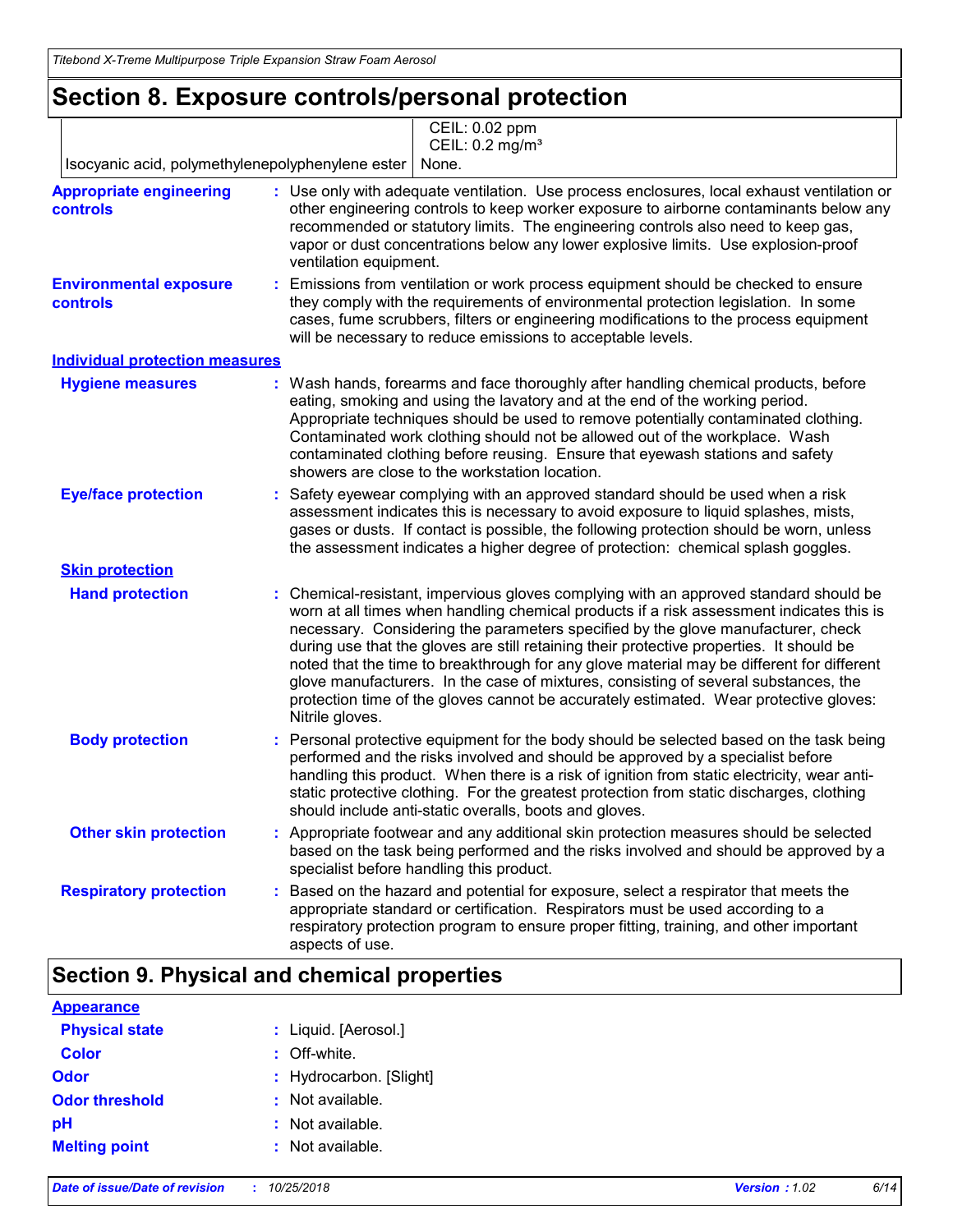## Section 8. Exposure controls/personal protection

| | |
|---|---|
| | CEIL: 0.02 ppm<br>CEIL: 0.2 mg/m³ |
| Isocyanic acid, polymethylenepolyphenylene ester | None. |

**Appropriate engineering controls** : Use only with adequate ventilation. Use process enclosures, local exhaust ventilation or other engineering controls to keep worker exposure to airborne contaminants below any recommended or statutory limits. The engineering controls also need to keep gas, vapor or dust concentrations below any lower explosive limits. Use explosion-proof ventilation equipment.

**Environmental exposure controls** : Emissions from ventilation or work process equipment should be checked to ensure they comply with the requirements of environmental protection legislation. In some cases, fume scrubbers, filters or engineering modifications to the process equipment will be necessary to reduce emissions to acceptable levels.

### Individual protection measures

**Hygiene measures** : Wash hands, forearms and face thoroughly after handling chemical products, before eating, smoking and using the lavatory and at the end of the working period. Appropriate techniques should be used to remove potentially contaminated clothing. Contaminated work clothing should not be allowed out of the workplace. Wash contaminated clothing before reusing. Ensure that eyewash stations and safety showers are close to the workstation location.

**Eye/face protection** : Safety eyewear complying with an approved standard should be used when a risk assessment indicates this is necessary to avoid exposure to liquid splashes, mists, gases or dusts. If contact is possible, the following protection should be worn, unless the assessment indicates a higher degree of protection: chemical splash goggles.

#### Skin protection

**Hand protection** : Chemical-resistant, impervious gloves complying with an approved standard should be worn at all times when handling chemical products if a risk assessment indicates this is necessary. Considering the parameters specified by the glove manufacturer, check during use that the gloves are still retaining their protective properties. It should be noted that the time to breakthrough for any glove material may be different for different glove manufacturers. In the case of mixtures, consisting of several substances, the protection time of the gloves cannot be accurately estimated. Wear protective gloves: Nitrile gloves.

**Body protection** : Personal protective equipment for the body should be selected based on the task being performed and the risks involved and should be approved by a specialist before handling this product. When there is a risk of ignition from static electricity, wear anti-static protective clothing. For the greatest protection from static discharges, clothing should include anti-static overalls, boots and gloves.

**Other skin protection** : Appropriate footwear and any additional skin protection measures should be selected based on the task being performed and the risks involved and should be approved by a specialist before handling this product.

**Respiratory protection** : Based on the hazard and potential for exposure, select a respirator that meets the appropriate standard or certification. Respirators must be used according to a respiratory protection program to ensure proper fitting, training, and other important aspects of use.

## Section 9. Physical and chemical properties

### Appearance

**Physical state** : Liquid. [Aerosol.]

**Color** : Off-white.

**Odor** : Hydrocarbon. [Slight]

**Odor threshold** : Not available.

**pH** : Not available.

**Melting point** : Not available.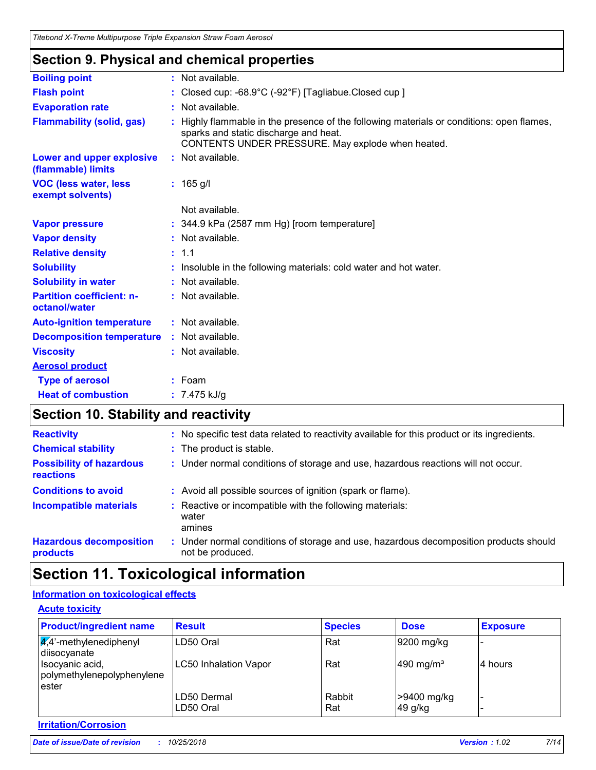## Section 9. Physical and chemical properties

**Boiling point** : Not available.

**Flash point** : Closed cup: -68.9°C (-92°F) [Tagliabue.Closed cup ]

**Evaporation rate** : Not available.

**Flammability (solid, gas)** : Highly flammable in the presence of the following materials or conditions: open flames, sparks and static discharge and heat.
CONTENTS UNDER PRESSURE. May explode when heated.

**Lower and upper explosive (flammable) limits** : Not available.

**VOC (less water, less exempt solvents)** : 165 g/l

Not available.

**Vapor pressure** : 344.9 kPa (2587 mm Hg) [room temperature]

**Vapor density** : Not available.

**Relative density** : 1.1

**Solubility** : Insoluble in the following materials: cold water and hot water.

**Solubility in water** : Not available.

**Partition coefficient: n-octanol/water** : Not available.

**Auto-ignition temperature** : Not available.

**Decomposition temperature** : Not available.

**Viscosity** : Not available.

**Aerosol product**

**Type of aerosol** : Foam

**Heat of combustion** : 7.475 kJ/g

## Section 10. Stability and reactivity

**Reactivity** : No specific test data related to reactivity available for this product or its ingredients.

**Chemical stability** : The product is stable.

**Possibility of hazardous reactions** : Under normal conditions of storage and use, hazardous reactions will not occur.

**Conditions to avoid** : Avoid all possible sources of ignition (spark or flame).

**Incompatible materials** : Reactive or incompatible with the following materials:
water
amines

**Hazardous decomposition products** : Under normal conditions of storage and use, hazardous decomposition products should not be produced.

# Section 11. Toxicological information

**Information on toxicological effects**

**Acute toxicity**

| Product/ingredient name | Result | Species | Dose | Exposure |
|---|---|---|---|---|
| 4,4'-methylenediphenyl diisocyanate | LD50 Oral | Rat | 9200 mg/kg | - |
| Isocyanic acid, polymethylenepolyphenylene ester | LC50 Inhalation Vapor | Rat | 490 mg/m³ | 4 hours |
| | LD50 Dermal | Rabbit | >9400 mg/kg | - |
| | LD50 Oral | Rat | 49 g/kg | - |

**Irritation/Corrosion**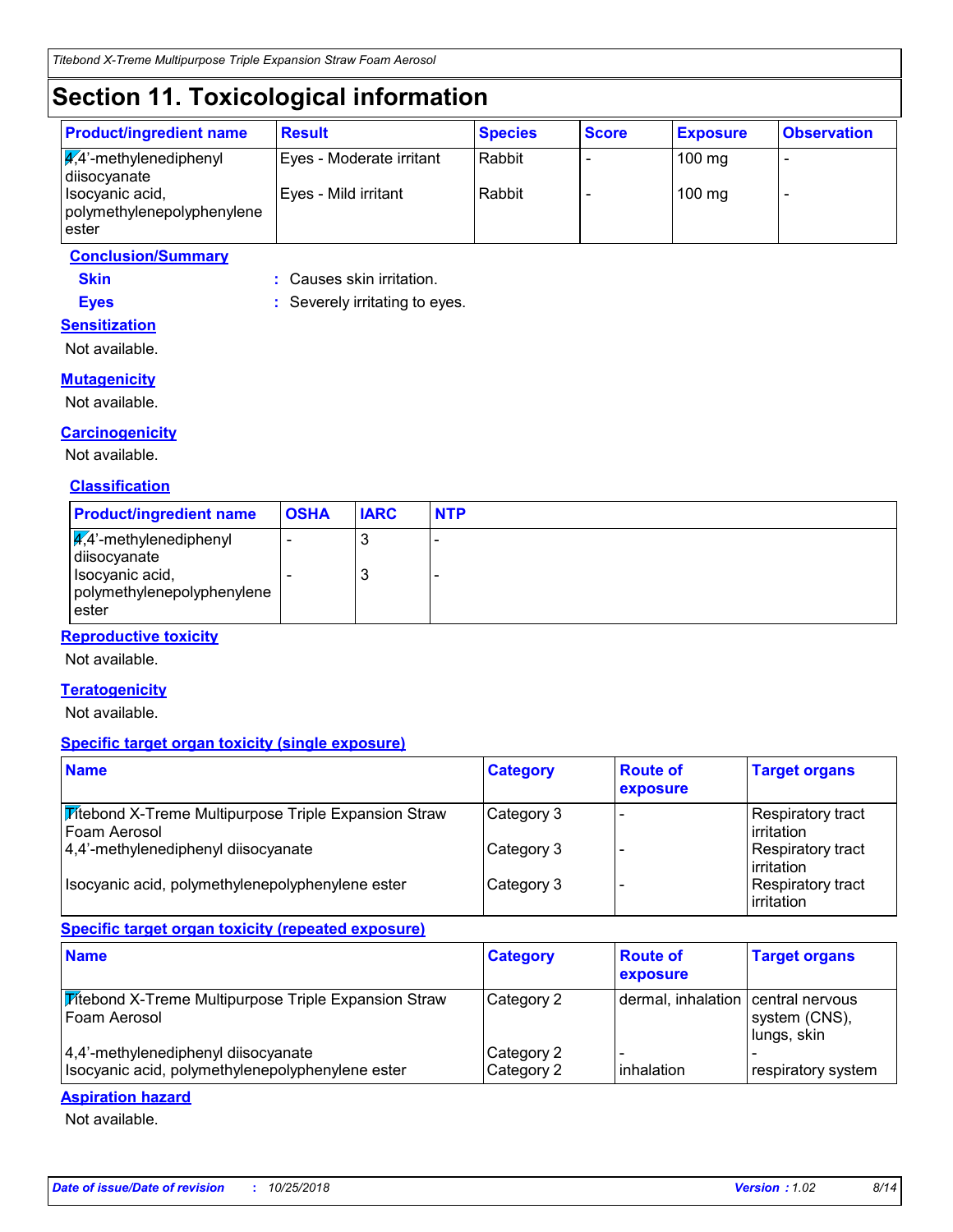# Section 11. Toxicological information

| Product/ingredient name | Result | Species | Score | Exposure | Observation |
|---|---|---|---|---|---|
| 4,4’-methylenediphenyl diisocyanate | Eyes - Moderate irritant | Rabbit | - | 100 mg | - |
| Isocyanic acid, polymethylenepolyphenylene ester | Eyes - Mild irritant | Rabbit | - | 100 mg | - |

**Conclusion/Summary**

**Skin** : Causes skin irritation.

**Eyes** : Severely irritating to eyes.

**Sensitization**

Not available.

**Mutagenicity**

Not available.

**Carcinogenicity**

Not available.

**Classification**

| Product/ingredient name | OSHA | IARC | NTP |
|---|---|---|---|
| 4,4’-methylenediphenyl diisocyanate | - | 3 | - |
| Isocyanic acid, polymethylenepolyphenylene ester | - | 3 | - |

**Reproductive toxicity**

Not available.

**Teratogenicity**

Not available.

**Specific target organ toxicity (single exposure)**

| Name | Category | Route of exposure | Target organs |
|---|---|---|---|
| Titebond X-Treme Multipurpose Triple Expansion Straw Foam Aerosol | Category 3 | - | Respiratory tract irritation |
| 4,4’-methylenediphenyl diisocyanate | Category 3 | - | Respiratory tract irritation |
| Isocyanic acid, polymethylenepolyphenylene ester | Category 3 | - | Respiratory tract irritation |

**Specific target organ toxicity (repeated exposure)**

| Name | Category | Route of exposure | Target organs |
|---|---|---|---|
| Titebond X-Treme Multipurpose Triple Expansion Straw Foam Aerosol | Category 2 | dermal, inhalation | central nervous system (CNS), lungs, skin |
| 4,4’-methylenediphenyl diisocyanate | Category 2 | - | - |
| Isocyanic acid, polymethylenepolyphenylene ester | Category 2 | inhalation | respiratory system |

**Aspiration hazard**

Not available.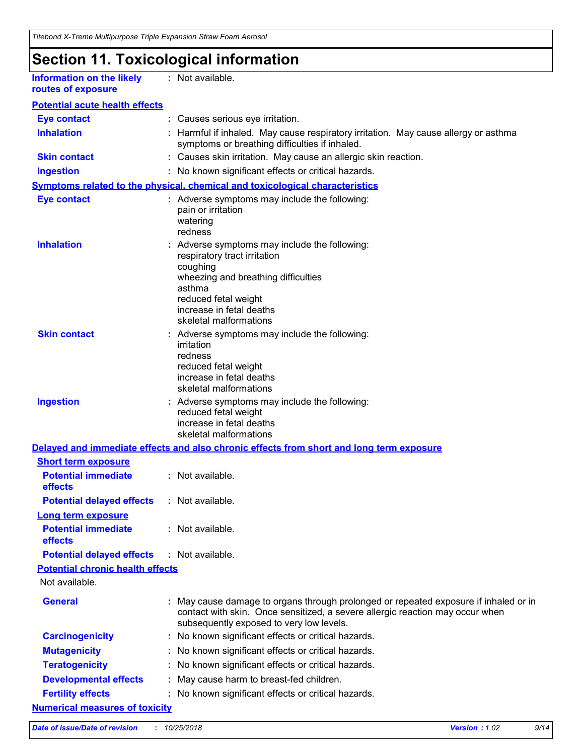# Section 11. Toxicological information

**Information on the likely routes of exposure** : Not available.

**Potential acute health effects**

| | |
|---|---|
| **Eye contact** | : Causes serious eye irritation. |
| **Inhalation** | : Harmful if inhaled. May cause respiratory irritation. May cause allergy or asthma symptoms or breathing difficulties if inhaled. |
| **Skin contact** | : Causes skin irritation. May cause an allergic skin reaction. |
| **Ingestion** | : No known significant effects or critical hazards. |

**Symptoms related to the physical, chemical and toxicological characteristics**

**Eye contact** : Adverse symptoms may include the following:
pain or irritation
watering
redness

**Inhalation** : Adverse symptoms may include the following:
respiratory tract irritation
coughing
wheezing and breathing difficulties
asthma
reduced fetal weight
increase in fetal deaths
skeletal malformations

**Skin contact** : Adverse symptoms may include the following:
irritation
redness
reduced fetal weight
increase in fetal deaths
skeletal malformations

**Ingestion** : Adverse symptoms may include the following:
reduced fetal weight
increase in fetal deaths
skeletal malformations

**Delayed and immediate effects and also chronic effects from short and long term exposure**

**Short term exposure**

| | |
|---|---|
| **Potential immediate effects** | : Not available. |
| **Potential delayed effects** | : Not available. |

**Long term exposure**

| | |
|---|---|
| **Potential immediate effects** | : Not available. |
| **Potential delayed effects** | : Not available. |

**Potential chronic health effects**

Not available.

| | |
|---|---|
| **General** | : May cause damage to organs through prolonged or repeated exposure if inhaled or in contact with skin. Once sensitized, a severe allergic reaction may occur when subsequently exposed to very low levels. |
| **Carcinogenicity** | : No known significant effects or critical hazards. |
| **Mutagenicity** | : No known significant effects or critical hazards. |
| **Teratogenicity** | : No known significant effects or critical hazards. |
| **Developmental effects** | : May cause harm to breast-fed children. |
| **Fertility effects** | : No known significant effects or critical hazards. |

**Numerical measures of toxicity**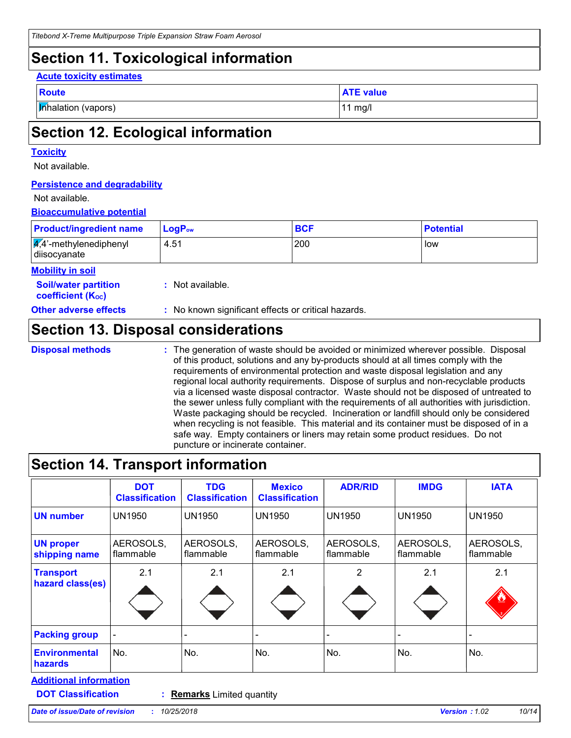## Section 11. Toxicological information

**Acute toxicity estimates**

| Route | ATE value |
|---|---|
| Inhalation (vapors) | 11 mg/l |

## Section 12. Ecological information

**Toxicity**

Not available.

**Persistence and degradability**

Not available.

**Bioaccumulative potential**

| Product/ingredient name | $LogP_{ow}$ | BCF | Potential |
|---|---|---|---|
| 4,4'-methylenediphenyl diisocyanate | 4.51 | 200 | low |

**Mobility in soil**

**Soil/water partition coefficient ($K_{OC}$)** : Not available.

**Other adverse effects** : No known significant effects or critical hazards.

## Section 13. Disposal considerations

**Disposal methods** : The generation of waste should be avoided or minimized wherever possible. Disposal of this product, solutions and any by-products should at all times comply with the requirements of environmental protection and waste disposal legislation and any regional local authority requirements. Dispose of surplus and non-recyclable products via a licensed waste disposal contractor. Waste should not be disposed of untreated to the sewer unless fully compliant with the requirements of all authorities with jurisdiction. Waste packaging should be recycled. Incineration or landfill should only be considered when recycling is not feasible. This material and its container must be disposed of in a safe way. Empty containers or liners may retain some product residues. Do not puncture or incinerate container.

## Section 14. Transport information

| | DOT Classification | TDG Classification | Mexico Classification | ADR/RID | IMDG | IATA |
|---|---|---|---|---|---|---|
| UN number | UN1950 | UN1950 | UN1950 | UN1950 | UN1950 | UN1950 |
| UN proper shipping name | AEROSOLS, flammable | AEROSOLS, flammable | AEROSOLS, flammable | AEROSOLS, flammable | AEROSOLS, flammable | AEROSOLS, flammable |
| Transport hazard class(es) | 2.1 | 2.1 | 2.1 | 2 | 2.1 | 2.1 |
| Packing group | - | - | - | - | - | - |
| Environmental hazards | No. | No. | No. | No. | No. | No. |

**Additional information**

**DOT Classification** : **Remarks** Limited quantity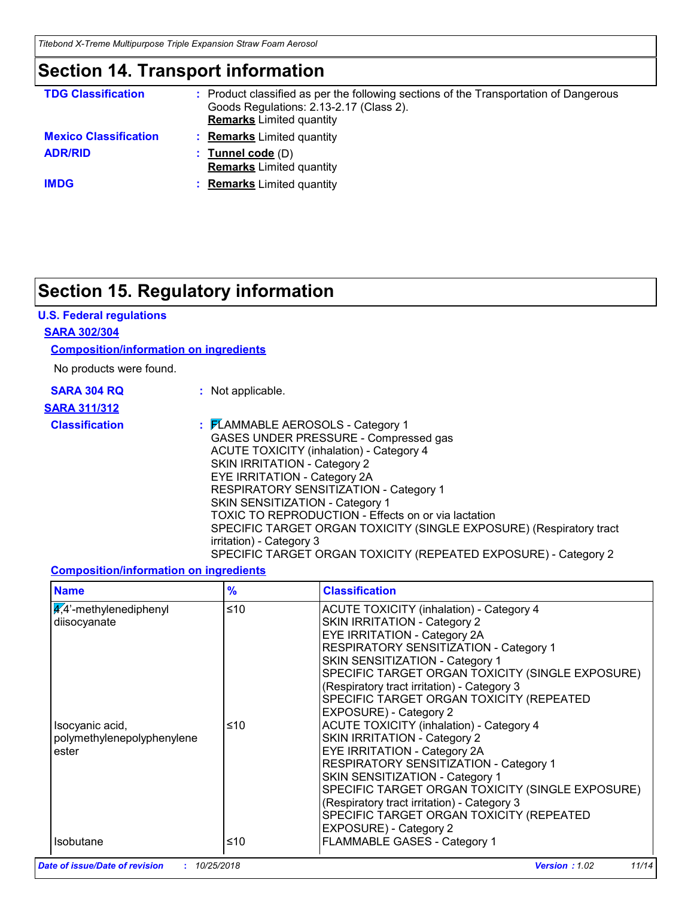## Section 14. Transport information

**TDG Classification** : Product classified as per the following sections of the Transportation of Dangerous Goods Regulations: 2.13-2.17 (Class 2).
**Remarks** Limited quantity

**Mexico Classification** : **Remarks** Limited quantity

**ADR/RID** : **Tunnel code** (D)
**Remarks** Limited quantity

**IMDG** : **Remarks** Limited quantity

## Section 15. Regulatory information

### U.S. Federal regulations

**SARA 302/304**

**Composition/information on ingredients**

No products were found.

**SARA 304 RQ** : Not applicable.

**SARA 311/312**

**Classification** :
FLAMMABLE AEROSOLS - Category 1
GASES UNDER PRESSURE - Compressed gas
ACUTE TOXICITY (inhalation) - Category 4
SKIN IRRITATION - Category 2
EYE IRRITATION - Category 2A
RESPIRATORY SENSITIZATION - Category 1
SKIN SENSITIZATION - Category 1
TOXIC TO REPRODUCTION - Effects on or via lactation
SPECIFIC TARGET ORGAN TOXICITY (SINGLE EXPOSURE) (Respiratory tract irritation) - Category 3
SPECIFIC TARGET ORGAN TOXICITY (REPEATED EXPOSURE) - Category 2

**Composition/information on ingredients**

| Name | % | Classification |
|---|---|---|
| 4,4'-methylenediphenyl diisocyanate | ≤10 | ACUTE TOXICITY (inhalation) - Category 4<br>SKIN IRRITATION - Category 2<br>EYE IRRITATION - Category 2A<br>RESPIRATORY SENSITIZATION - Category 1<br>SKIN SENSITIZATION - Category 1<br>SPECIFIC TARGET ORGAN TOXICITY (SINGLE EXPOSURE) (Respiratory tract irritation) - Category 3<br>SPECIFIC TARGET ORGAN TOXICITY (REPEATED EXPOSURE) - Category 2 |
| Isocyanic acid, polymethylenepolyphenylene ester | ≤10 | ACUTE TOXICITY (inhalation) - Category 4<br>SKIN IRRITATION - Category 2<br>EYE IRRITATION - Category 2A<br>RESPIRATORY SENSITIZATION - Category 1<br>SKIN SENSITIZATION - Category 1<br>SPECIFIC TARGET ORGAN TOXICITY (SINGLE EXPOSURE) (Respiratory tract irritation) - Category 3<br>SPECIFIC TARGET ORGAN TOXICITY (REPEATED EXPOSURE) - Category 2 |
| Isobutane | ≤10 | FLAMMABLE GASES - Category 1 |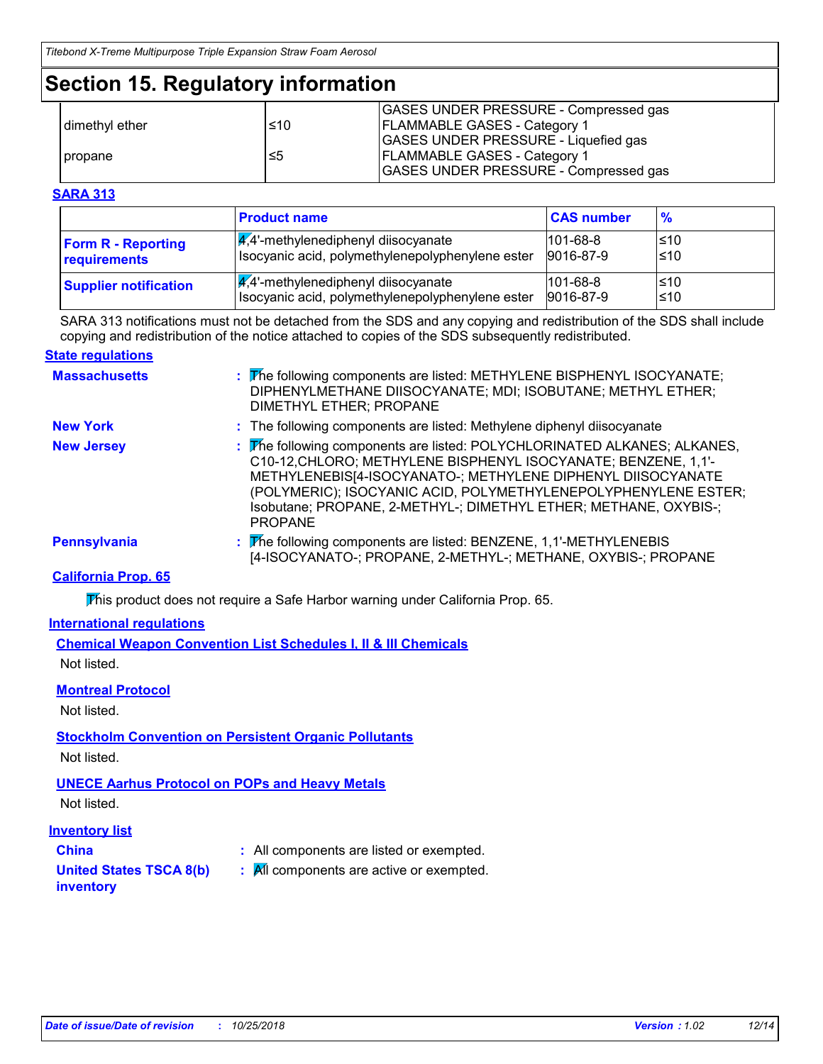# Section 15. Regulatory information

| | | |
|---|---|---|
| dimethyl ether | ≤10 | GASES UNDER PRESSURE - Compressed gas<br>FLAMMABLE GASES - Category 1<br>GASES UNDER PRESSURE - Liquefied gas |
| propane | ≤5 | FLAMMABLE GASES - Category 1<br>GASES UNDER PRESSURE - Compressed gas |

**SARA 313**

| | Product name | CAS number | % |
|---|---|---|---|
| **Form R - Reporting requirements** | 4,4'-methylenediphenyl diisocyanate<br>Isocyanic acid, polymethylenepolyphenylene ester | 101-68-8<br>9016-87-9 | ≤10<br>≤10 |
| **Supplier notification** | 4,4'-methylenediphenyl diisocyanate<br>Isocyanic acid, polymethylenepolyphenylene ester | 101-68-8<br>9016-87-9 | ≤10<br>≤10 |

SARA 313 notifications must not be detached from the SDS and any copying and redistribution of the SDS shall include copying and redistribution of the notice attached to copies of the SDS subsequently redistributed.

**State regulations**

**Massachusetts** : The following components are listed: METHYLENE BISPHENYL ISOCYANATE; DIPHENYLMETHANE DIISOCYANATE; MDI; ISOBUTANE; METHYL ETHER; DIMETHYL ETHER; PROPANE

**New York** : The following components are listed: Methylene diphenyl diisocyanate

**New Jersey** : The following components are listed: POLYCHLORINATED ALKANES; ALKANES, C10-12,CHLORO; METHYLENE BISPHENYL ISOCYANATE; BENZENE, 1,1'-METHYLENEBIS[4-ISOCYANATO-; METHYLENE DIPHENYL DIISOCYANATE (POLYMERIC); ISOCYANIC ACID, POLYMETHYLENEPOLYPHENYLENE ESTER; Isobutane; PROPANE, 2-METHYL-; DIMETHYL ETHER; METHANE, OXYBIS-; PROPANE

**Pennsylvania** : The following components are listed: BENZENE, 1,1'-METHYLENEBIS [4-ISOCYANATO-; PROPANE, 2-METHYL-; METHANE, OXYBIS-; PROPANE

**California Prop. 65**

This product does not require a Safe Harbor warning under California Prop. 65.

**International regulations**

**Chemical Weapon Convention List Schedules I, II & III Chemicals**

Not listed.

**Montreal Protocol**

Not listed.

**Stockholm Convention on Persistent Organic Pollutants**

Not listed.

**UNECE Aarhus Protocol on POPs and Heavy Metals**

Not listed.

**Inventory list**

**China** : All components are listed or exempted.

**United States TSCA 8(b) inventory** : All components are active or exempted.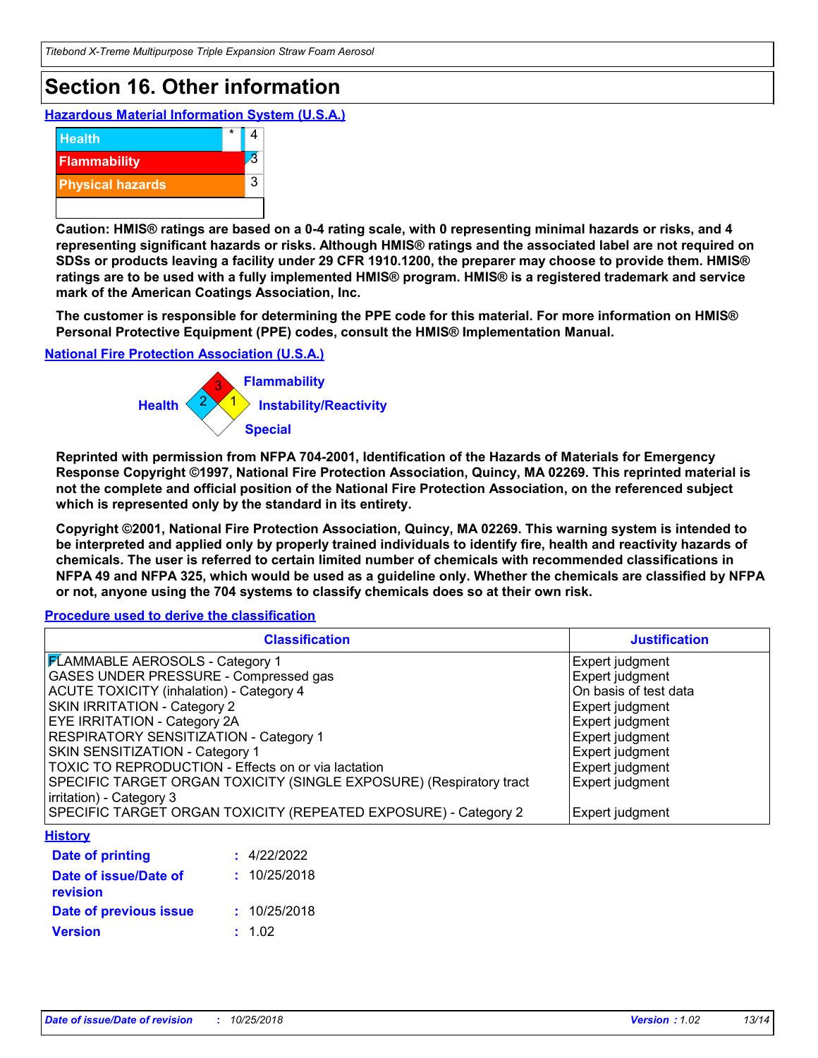# Section 16. Other information

**Hazardous Material Information System (U.S.A.)**

| | | |
|---|---|---|
| Health | * | 4 |
| Flammability | | 3 |
| Physical hazards | | 3 |

**Caution: HMIS® ratings are based on a 0-4 rating scale, with 0 representing minimal hazards or risks, and 4 representing significant hazards or risks. Although HMIS® ratings and the associated label are not required on SDSs or products leaving a facility under 29 CFR 1910.1200, the preparer may choose to provide them. HMIS® ratings are to be used with a fully implemented HMIS® program. HMIS® is a registered trademark and service mark of the American Coatings Association, Inc.**

**The customer is responsible for determining the PPE code for this material. For more information on HMIS® Personal Protective Equipment (PPE) codes, consult the HMIS® Implementation Manual.**

**National Fire Protection Association (U.S.A.)**

Flammability: 3
Health: 2
Instability/Reactivity: 1
Special:

**Reprinted with permission from NFPA 704-2001, Identification of the Hazards of Materials for Emergency Response Copyright ©1997, National Fire Protection Association, Quincy, MA 02269. This reprinted material is not the complete and official position of the National Fire Protection Association, on the referenced subject which is represented only by the standard in its entirety.**

**Copyright ©2001, National Fire Protection Association, Quincy, MA 02269. This warning system is intended to be interpreted and applied only by properly trained individuals to identify fire, health and reactivity hazards of chemicals. The user is referred to certain limited number of chemicals with recommended classifications in NFPA 49 and NFPA 325, which would be used as a guideline only. Whether the chemicals are classified by NFPA or not, anyone using the 704 systems to classify chemicals does so at their own risk.**

**Procedure used to derive the classification**

| Classification | Justification |
|---|---|
| FLAMMABLE AEROSOLS - Category 1 | Expert judgment |
| GASES UNDER PRESSURE - Compressed gas | Expert judgment |
| ACUTE TOXICITY (inhalation) - Category 4 | On basis of test data |
| SKIN IRRITATION - Category 2 | Expert judgment |
| EYE IRRITATION - Category 2A | Expert judgment |
| RESPIRATORY SENSITIZATION - Category 1 | Expert judgment |
| SKIN SENSITIZATION - Category 1 | Expert judgment |
| TOXIC TO REPRODUCTION - Effects on or via lactation | Expert judgment |
| SPECIFIC TARGET ORGAN TOXICITY (SINGLE EXPOSURE) (Respiratory tract irritation) - Category 3 | Expert judgment |
| SPECIFIC TARGET ORGAN TOXICITY (REPEATED EXPOSURE) - Category 2 | Expert judgment |

**History**

**Date of printing** : 4/22/2022
**Date of issue/Date of revision** : 10/25/2018
**Date of previous issue** : 10/25/2018
**Version** : 1.02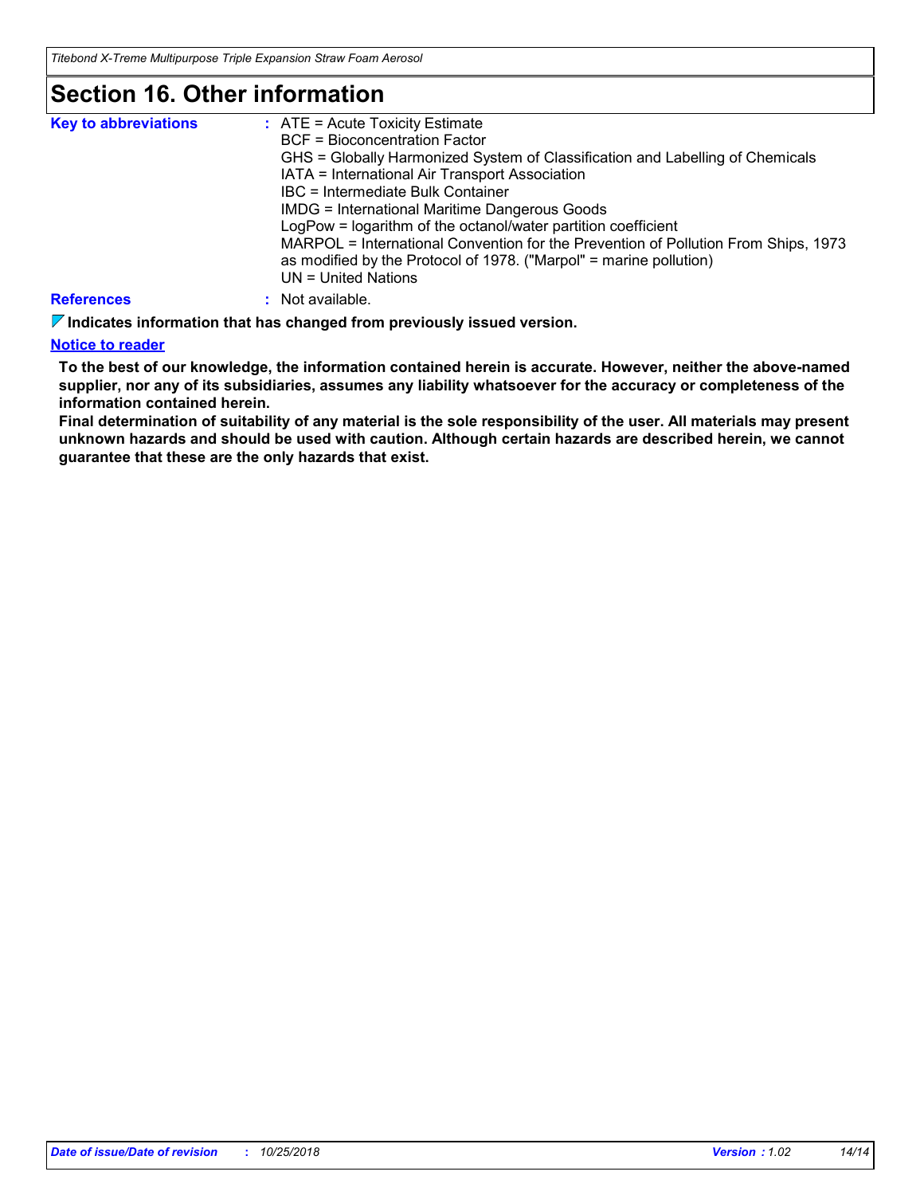# Section 16. Other information

| | |
|---|---|
| **Key to abbreviations** | ATE = Acute Toxicity Estimate<br>BCF = Bioconcentration Factor<br>GHS = Globally Harmonized System of Classification and Labelling of Chemicals<br>IATA = International Air Transport Association<br>IBC = Intermediate Bulk Container<br>IMDG = International Maritime Dangerous Goods<br>LogPow = logarithm of the octanol/water partition coefficient<br>MARPOL = International Convention for the Prevention of Pollution From Ships, 1973 as modified by the Protocol of 1978. ("Marpol" = marine pollution)<br>UN = United Nations |
| **References** | Not available. |

**Indicates information that has changed from previously issued version.**

**Notice to reader**

**To the best of our knowledge, the information contained herein is accurate. However, neither the above-named supplier, nor any of its subsidiaries, assumes any liability whatsoever for the accuracy or completeness of the information contained herein.**

**Final determination of suitability of any material is the sole responsibility of the user. All materials may present unknown hazards and should be used with caution. Although certain hazards are described herein, we cannot guarantee that these are the only hazards that exist.**